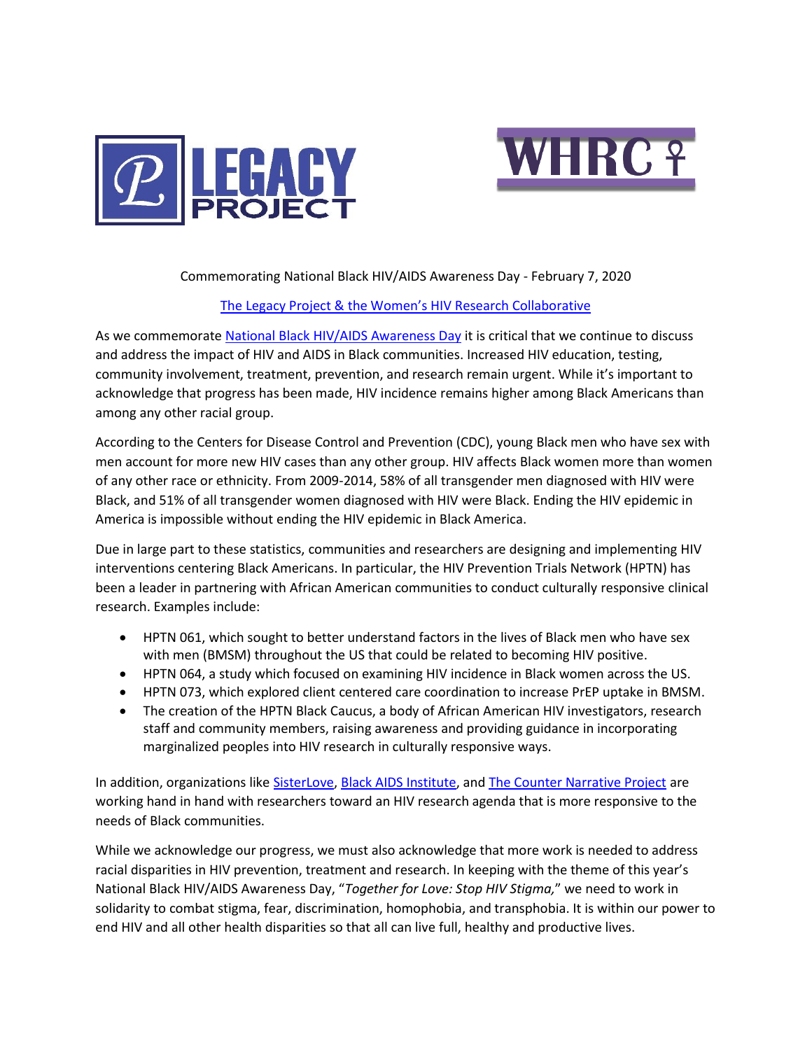LEGACY PROJECT

WHRC ♀

Commemorating National Black HIV/AIDS Awareness Day - February 7, 2020

The Legacy Project & the Women's HIV Research Collaborative

As we commemorate National Black HIV/AIDS Awareness Day it is critical that we continue to discuss and address the impact of HIV and AIDS in Black communities. Increased HIV education, testing, community involvement, treatment, prevention, and research remain urgent. While it's important to acknowledge that progress has been made, HIV incidence remains higher among Black Americans than among any other racial group.

According to the Centers for Disease Control and Prevention (CDC), young Black men who have sex with men account for more new HIV cases than any other group. HIV affects Black women more than women of any other race or ethnicity. From 2009-2014, 58% of all transgender men diagnosed with HIV were Black, and 51% of all transgender women diagnosed with HIV were Black. Ending the HIV epidemic in America is impossible without ending the HIV epidemic in Black America.

Due in large part to these statistics, communities and researchers are designing and implementing HIV interventions centering Black Americans. In particular, the HIV Prevention Trials Network (HPTN) has been a leader in partnering with African American communities to conduct culturally responsive clinical research. Examples include:

- HPTN 061, which sought to better understand factors in the lives of Black men who have sex with men (BMSM) throughout the US that could be related to becoming HIV positive.
- HPTN 064, a study which focused on examining HIV incidence in Black women across the US.
- HPTN 073, which explored client centered care coordination to increase PrEP uptake in BMSM.
- The creation of the HPTN Black Caucus, a body of African American HIV investigators, research staff and community members, raising awareness and providing guidance in incorporating marginalized peoples into HIV research in culturally responsive ways.

In addition, organizations like SisterLove, Black AIDS Institute, and The Counter Narrative Project are working hand in hand with researchers toward an HIV research agenda that is more responsive to the needs of Black communities.

While we acknowledge our progress, we must also acknowledge that more work is needed to address racial disparities in HIV prevention, treatment and research. In keeping with the theme of this year's National Black HIV/AIDS Awareness Day, "*Together for Love: Stop HIV Stigma,*" we need to work in solidarity to combat stigma, fear, discrimination, homophobia, and transphobia. It is within our power to end HIV and all other health disparities so that all can live full, healthy and productive lives.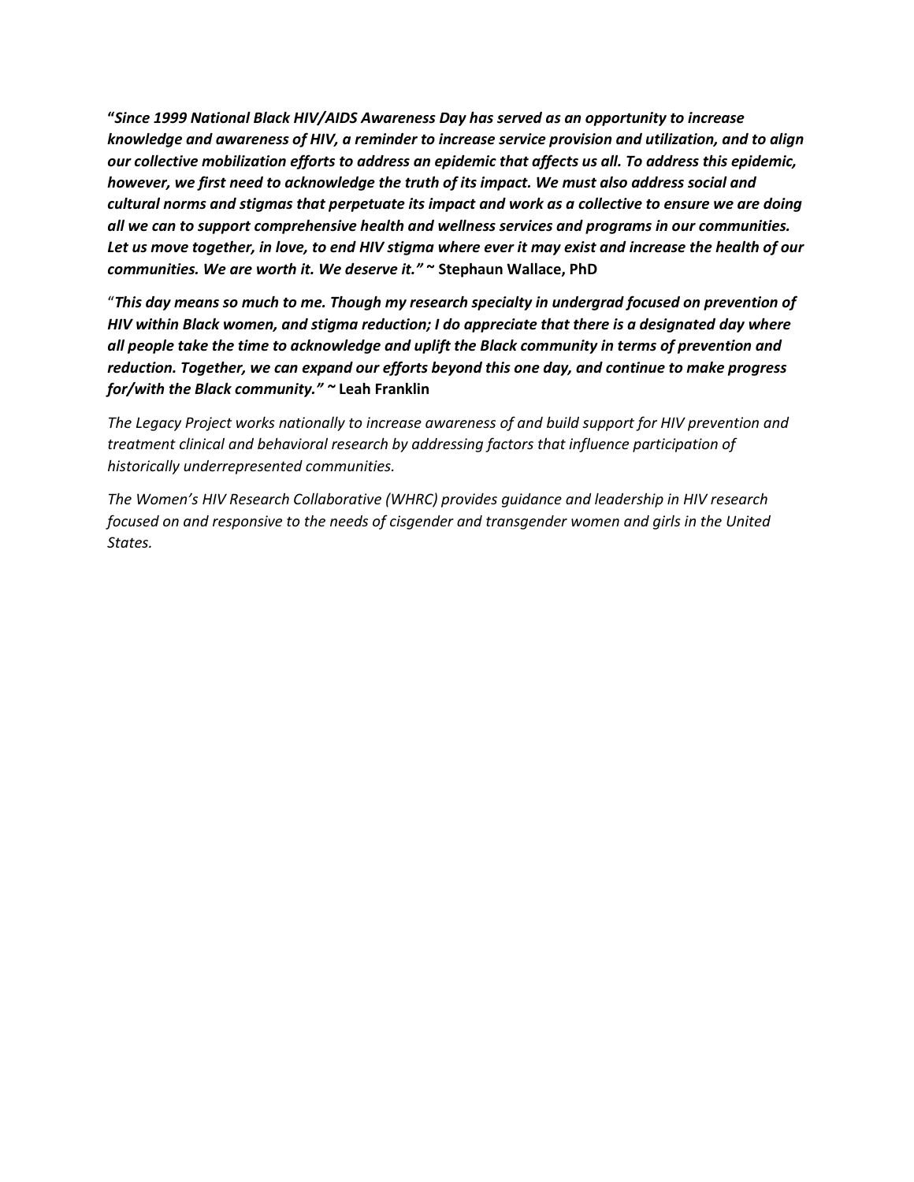"***Since 1999 National Black HIV/AIDS Awareness Day has served as an opportunity to increase knowledge and awareness of HIV, a reminder to increase service provision and utilization, and to align our collective mobilization efforts to address an epidemic that affects us all. To address this epidemic, however, we first need to acknowledge the truth of its impact. We must also address social and cultural norms and stigmas that perpetuate its impact and work as a collective to ensure we are doing all we can to support comprehensive health and wellness services and programs in our communities. Let us move together, in love, to end HIV stigma where ever it may exist and increase the health of our communities. We are worth it. We deserve it."*** ~ **Stephaun Wallace, PhD**

"***This day means so much to me. Though my research specialty in undergrad focused on prevention of HIV within Black women, and stigma reduction; I do appreciate that there is a designated day where all people take the time to acknowledge and uplift the Black community in terms of prevention and reduction. Together, we can expand our efforts beyond this one day, and continue to make progress for/with the Black community."*** ~ **Leah Franklin**

*The Legacy Project works nationally to increase awareness of and build support for HIV prevention and treatment clinical and behavioral research by addressing factors that influence participation of historically underrepresented communities.*

*The Women's HIV Research Collaborative (WHRC) provides guidance and leadership in HIV research focused on and responsive to the needs of cisgender and transgender women and girls in the United States.*